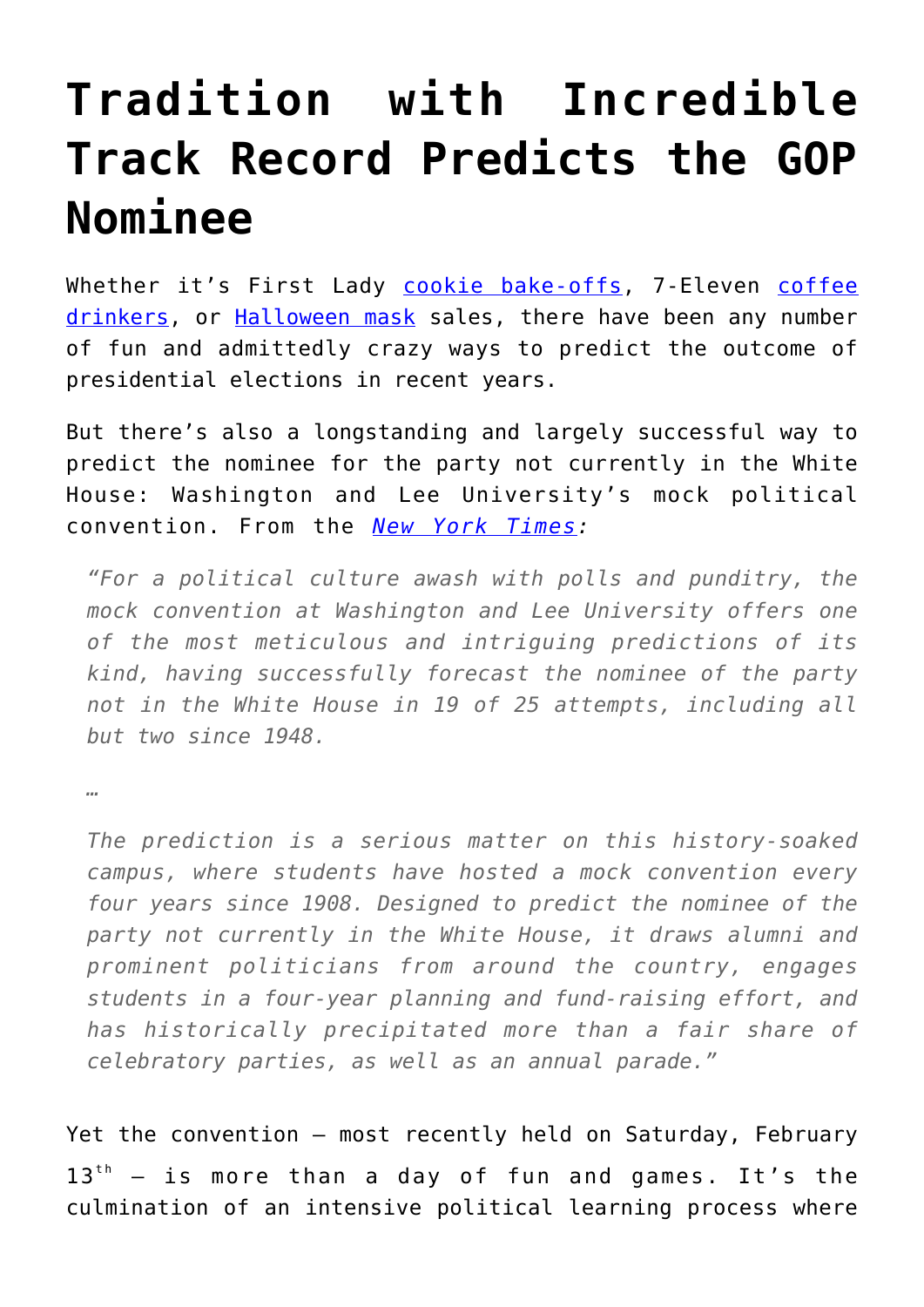# Tradition with Incredible Track Record Predicts the GOP Nominee

Whether it's First Lady cookie bake-offs, 7-Eleven coffee drinkers, or Halloween mask sales, there have been any number of fun and admittedly crazy ways to predict the outcome of presidential elections in recent years.

But there's also a longstanding and largely successful way to predict the nominee for the party not currently in the White House: Washington and Lee University's mock political convention. From the *New York Times:*

> *"For a political culture awash with polls and punditry, the mock convention at Washington and Lee University offers one of the most meticulous and intriguing predictions of its kind, having successfully forecast the nominee of the party not in the White House in 19 of 25 attempts, including all but two since 1948.*
>
> *…*
>
> *The prediction is a serious matter on this history-soaked campus, where students have hosted a mock convention every four years since 1908. Designed to predict the nominee of the party not currently in the White House, it draws alumni and prominent politicians from around the country, engages students in a four-year planning and fund-raising effort, and has historically precipitated more than a fair share of celebratory parties, as well as an annual parade."*

Yet the convention – most recently held on Saturday, February 13th – is more than a day of fun and games. It's the culmination of an intensive political learning process where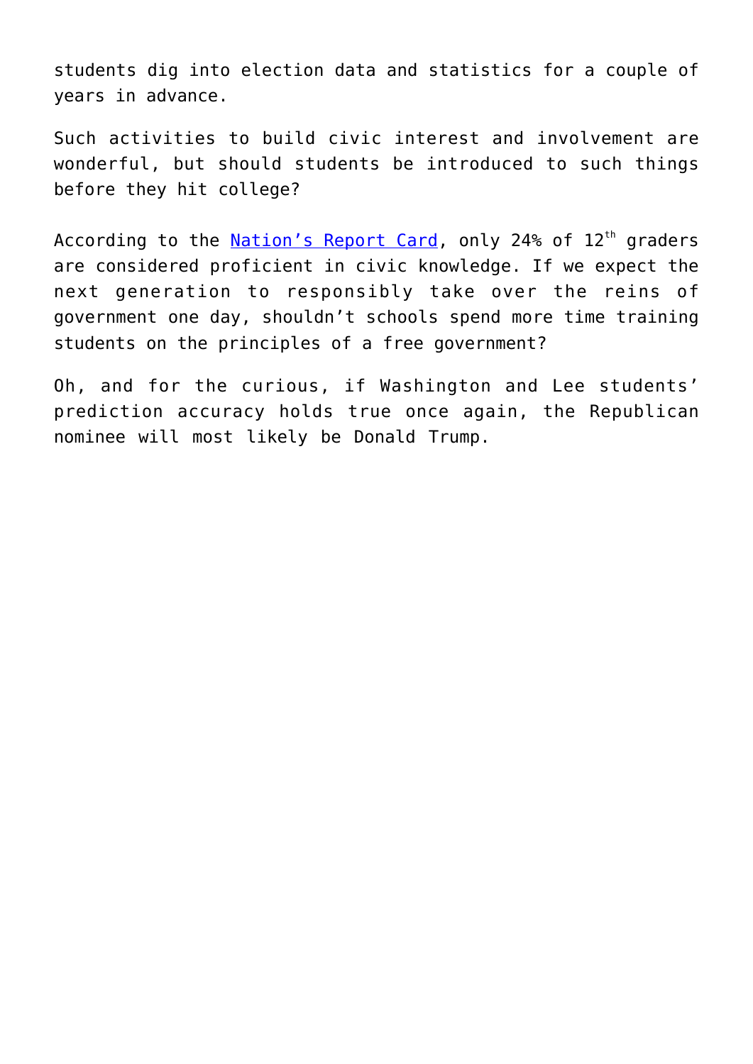students dig into election data and statistics for a couple of years in advance.

Such activities to build civic interest and involvement are wonderful, but should students be introduced to such things before they hit college?

According to the [Nation's Report Card](), only 24% of 12th graders are considered proficient in civic knowledge. If we expect the next generation to responsibly take over the reins of government one day, shouldn't schools spend more time training students on the principles of a free government?

Oh, and for the curious, if Washington and Lee students' prediction accuracy holds true once again, the Republican nominee will most likely be Donald Trump.